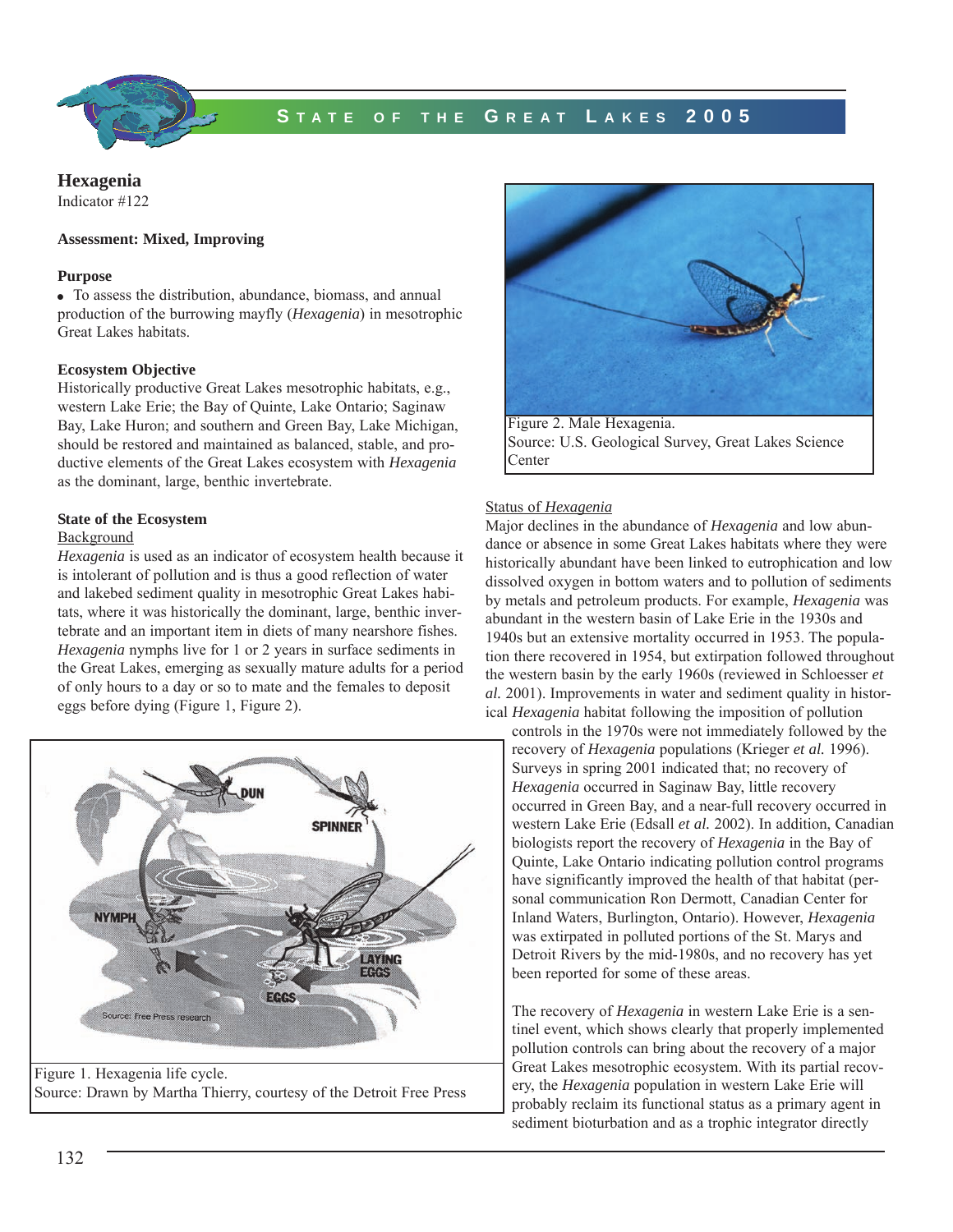## Hexagenia

Indicator #122

**Assessment: Mixed, Improving**

**Purpose**

- To assess the distribution, abundance, biomass, and annual production of the burrowing mayfly (*Hexagenia*) in mesotrophic Great Lakes habitats.

**Ecosystem Objective**

Historically productive Great Lakes mesotrophic habitats, e.g., western Lake Erie; the Bay of Quinte, Lake Ontario; Saginaw Bay, Lake Huron; and southern and Green Bay, Lake Michigan, should be restored and maintained as balanced, stable, and productive elements of the Great Lakes ecosystem with *Hexagenia* as the dominant, large, benthic invertebrate.

**State of the Ecosystem**

Background

*Hexagenia* is used as an indicator of ecosystem health because it is intolerant of pollution and is thus a good reflection of water and lakebed sediment quality in mesotrophic Great Lakes habitats, where it was historically the dominant, large, benthic invertebrate and an important item in diets of many nearshore fishes. *Hexagenia* nymphs live for 1 or 2 years in surface sediments in the Great Lakes, emerging as sexually mature adults for a period of only hours to a day or so to mate and the females to deposit eggs before dying (Figure 1, Figure 2).

Figure 1. Hexagenia life cycle.
Source: Drawn by Martha Thierry, courtesy of the Detroit Free Press

Figure 2. Male Hexagenia.
Source: U.S. Geological Survey, Great Lakes Science Center

Status of *Hexagenia*

Major declines in the abundance of *Hexagenia* and low abundance or absence in some Great Lakes habitats where they were historically abundant have been linked to eutrophication and low dissolved oxygen in bottom waters and to pollution of sediments by metals and petroleum products. For example, *Hexagenia* was abundant in the western basin of Lake Erie in the 1930s and 1940s but an extensive mortality occurred in 1953. The population there recovered in 1954, but extirpation followed throughout the western basin by the early 1960s (reviewed in Schloesser *et al.* 2001). Improvements in water and sediment quality in historical *Hexagenia* habitat following the imposition of pollution controls in the 1970s were not immediately followed by the recovery of *Hexagenia* populations (Krieger *et al.* 1996). Surveys in spring 2001 indicated that; no recovery of *Hexagenia* occurred in Saginaw Bay, little recovery occurred in Green Bay, and a near-full recovery occurred in western Lake Erie (Edsall *et al.* 2002). In addition, Canadian biologists report the recovery of *Hexagenia* in the Bay of Quinte, Lake Ontario indicating pollution control programs have significantly improved the health of that habitat (personal communication Ron Dermott, Canadian Center for Inland Waters, Burlington, Ontario). However, *Hexagenia* was extirpated in polluted portions of the St. Marys and Detroit Rivers by the mid-1980s, and no recovery has yet been reported for some of these areas.

The recovery of *Hexagenia* in western Lake Erie is a sentinel event, which shows clearly that properly implemented pollution controls can bring about the recovery of a major Great Lakes mesotrophic ecosystem. With its partial recovery, the *Hexagenia* population in western Lake Erie will probably reclaim its functional status as a primary agent in sediment bioturbation and as a trophic integrator directly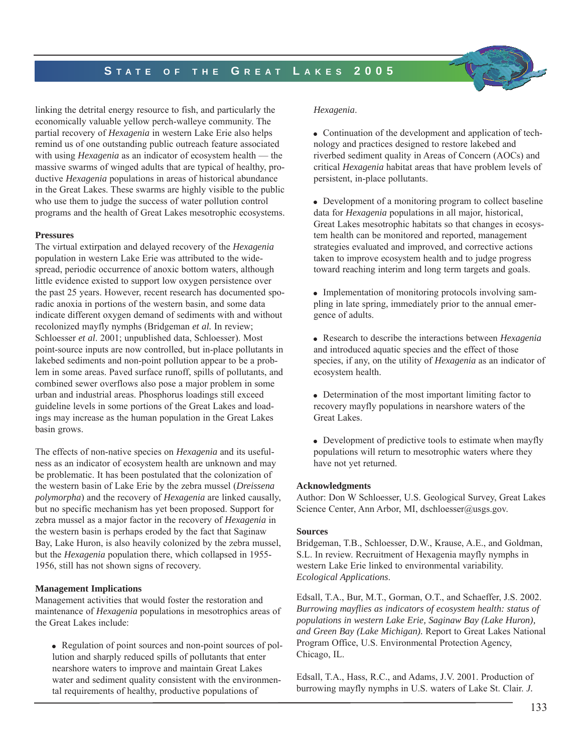linking the detrital energy resource to fish, and particularly the economically valuable yellow perch-walleye community. The partial recovery of *Hexagenia* in western Lake Erie also helps remind us of one outstanding public outreach feature associated with using *Hexagenia* as an indicator of ecosystem health — the massive swarms of winged adults that are typical of healthy, productive *Hexagenia* populations in areas of historical abundance in the Great Lakes. These swarms are highly visible to the public who use them to judge the success of water pollution control programs and the health of Great Lakes mesotrophic ecosystems.

**Pressures**

The virtual extirpation and delayed recovery of the *Hexagenia* population in western Lake Erie was attributed to the widespread, periodic occurrence of anoxic bottom waters, although little evidence existed to support low oxygen persistence over the past 25 years. However, recent research has documented sporadic anoxia in portions of the western basin, and some data indicate different oxygen demand of sediments with and without recolonized mayfly nymphs (Bridgeman *et al.* In review; Schloesser *et al*. 2001; unpublished data, Schloesser). Most point-source inputs are now controlled, but in-place pollutants in lakebed sediments and non-point pollution appear to be a problem in some areas. Paved surface runoff, spills of pollutants, and combined sewer overflows also pose a major problem in some urban and industrial areas. Phosphorus loadings still exceed guideline levels in some portions of the Great Lakes and loadings may increase as the human population in the Great Lakes basin grows.

The effects of non-native species on *Hexagenia* and its usefulness as an indicator of ecosystem health are unknown and may be problematic. It has been postulated that the colonization of the western basin of Lake Erie by the zebra mussel (*Dreissena polymorpha*) and the recovery of *Hexagenia* are linked causally, but no specific mechanism has yet been proposed. Support for zebra mussel as a major factor in the recovery of *Hexagenia* in the western basin is perhaps eroded by the fact that Saginaw Bay, Lake Huron, is also heavily colonized by the zebra mussel, but the *Hexagenia* population there, which collapsed in 1955-1956, still has not shown signs of recovery.

**Management Implications**

Management activities that would foster the restoration and maintenance of *Hexagenia* populations in mesotrophics areas of the Great Lakes include:

- Regulation of point sources and non-point sources of pollution and sharply reduced spills of pollutants that enter nearshore waters to improve and maintain Great Lakes water and sediment quality consistent with the environmental requirements of healthy, productive populations of *Hexagenia*.
- Continuation of the development and application of technology and practices designed to restore lakebed and riverbed sediment quality in Areas of Concern (AOCs) and critical *Hexagenia* habitat areas that have problem levels of persistent, in-place pollutants.
- Development of a monitoring program to collect baseline data for *Hexagenia* populations in all major, historical, Great Lakes mesotrophic habitats so that changes in ecosystem health can be monitored and reported, management strategies evaluated and improved, and corrective actions taken to improve ecosystem health and to judge progress toward reaching interim and long term targets and goals.
- Implementation of monitoring protocols involving sampling in late spring, immediately prior to the annual emergence of adults.
- Research to describe the interactions between *Hexagenia* and introduced aquatic species and the effect of those species, if any, on the utility of *Hexagenia* as an indicator of ecosystem health.
- Determination of the most important limiting factor to recovery mayfly populations in nearshore waters of the Great Lakes.
- Development of predictive tools to estimate when mayfly populations will return to mesotrophic waters where they have not yet returned.

**Acknowledgments**

Author: Don W Schloesser, U.S. Geological Survey, Great Lakes Science Center, Ann Arbor, MI, dschloesser@usgs.gov.

**Sources**

Bridgeman, T.B., Schloesser, D.W., Krause, A.E., and Goldman, S.L. In review. Recruitment of Hexagenia mayfly nymphs in western Lake Erie linked to environmental variability. *Ecological Applications*.

Edsall, T.A., Bur, M.T., Gorman, O.T., and Schaeffer, J.S. 2002. *Burrowing mayflies as indicators of ecosystem health: status of populations in western Lake Erie, Saginaw Bay (Lake Huron), and Green Bay (Lake Michigan).* Report to Great Lakes National Program Office, U.S. Environmental Protection Agency, Chicago, IL.

Edsall, T.A., Hass, R.C., and Adams, J.V. 2001. Production of burrowing mayfly nymphs in U.S. waters of Lake St. Clair. *J.*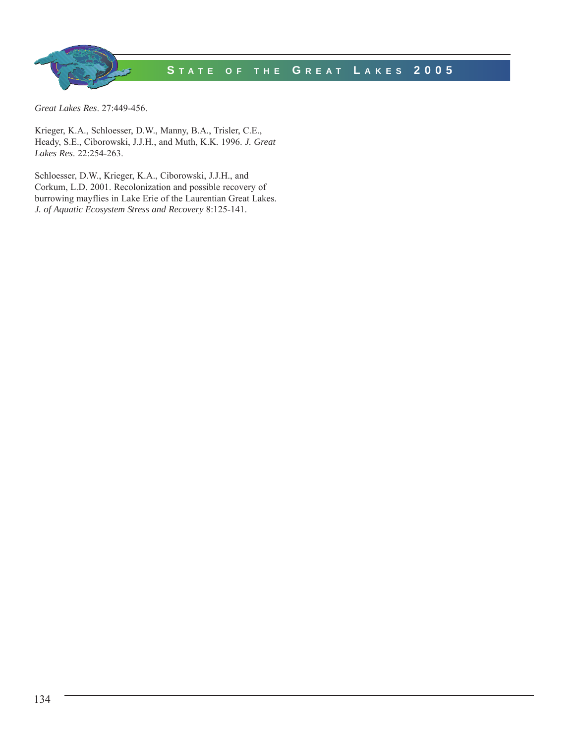*Great Lakes Res*. 27:449-456.

Krieger, K.A., Schloesser, D.W., Manny, B.A., Trisler, C.E., Heady, S.E., Ciborowski, J.J.H., and Muth, K.K. 1996. *J. Great Lakes Res*. 22:254-263.

Schloesser, D.W., Krieger, K.A., Ciborowski, J.J.H., and Corkum, L.D. 2001. Recolonization and possible recovery of burrowing mayflies in Lake Erie of the Laurentian Great Lakes. *J. of Aquatic Ecosystem Stress and Recovery* 8:125-141.